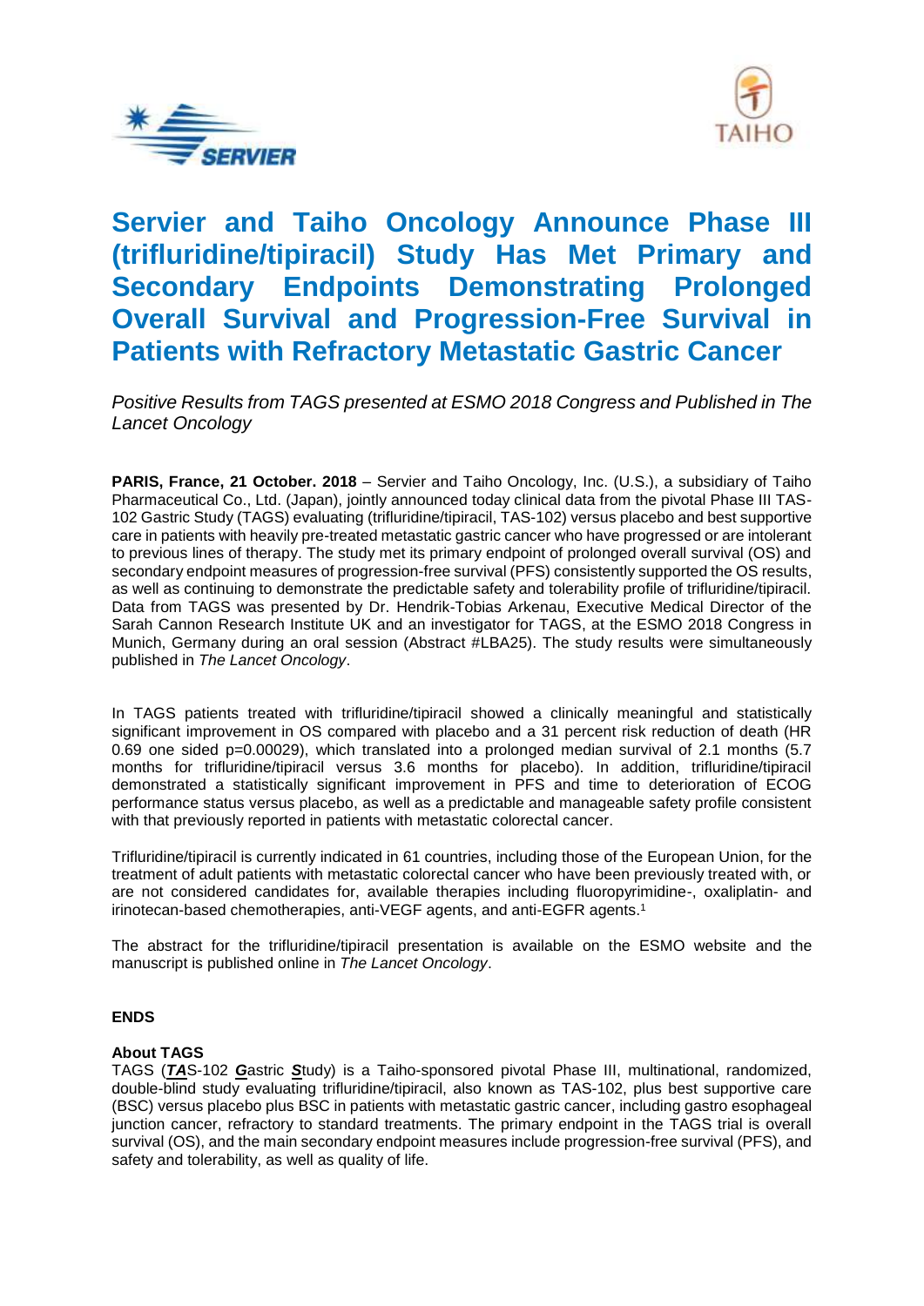# Servier and Taiho Oncology Announce Phase III (trifluridine/tipiracil) Study Has Met Primary and Secondary Endpoints Demonstrating Prolonged Overall Survival and Progression-Free Survival in Patients with Refractory Metastatic Gastric Cancer

*Positive Results from TAGS presented at ESMO 2018 Congress and Published in The Lancet Oncology*

**PARIS, France, 21 October. 2018** – Servier and Taiho Oncology, Inc. (U.S.), a subsidiary of Taiho Pharmaceutical Co., Ltd. (Japan), jointly announced today clinical data from the pivotal Phase III TAS-102 Gastric Study (TAGS) evaluating (trifluridine/tipiracil, TAS-102) versus placebo and best supportive care in patients with heavily pre-treated metastatic gastric cancer who have progressed or are intolerant to previous lines of therapy. The study met its primary endpoint of prolonged overall survival (OS) and secondary endpoint measures of progression-free survival (PFS) consistently supported the OS results, as well as continuing to demonstrate the predictable safety and tolerability profile of trifluridine/tipiracil. Data from TAGS was presented by Dr. Hendrik-Tobias Arkenau, Executive Medical Director of the Sarah Cannon Research Institute UK and an investigator for TAGS, at the ESMO 2018 Congress in Munich, Germany during an oral session (Abstract #LBA25). The study results were simultaneously published in *The Lancet Oncology*.

In TAGS patients treated with trifluridine/tipiracil showed a clinically meaningful and statistically significant improvement in OS compared with placebo and a 31 percent risk reduction of death (HR 0.69 one sided p=0.00029), which translated into a prolonged median survival of 2.1 months (5.7 months for trifluridine/tipiracil versus 3.6 months for placebo). In addition, trifluridine/tipiracil demonstrated a statistically significant improvement in PFS and time to deterioration of ECOG performance status versus placebo, as well as a predictable and manageable safety profile consistent with that previously reported in patients with metastatic colorectal cancer.

Trifluridine/tipiracil is currently indicated in 61 countries, including those of the European Union, for the treatment of adult patients with metastatic colorectal cancer who have been previously treated with, or are not considered candidates for, available therapies including fluoropyrimidine-, oxaliplatin- and irinotecan-based chemotherapies, anti-VEGF agents, and anti-EGFR agents.[1]

The abstract for the trifluridine/tipiracil presentation is available on the ESMO website and the manuscript is published online in *The Lancet Oncology*.

**ENDS**

**About TAGS**

TAGS (***TA***S-102 ***G***astric ***S***tudy) is a Taiho-sponsored pivotal Phase III, multinational, randomized, double-blind study evaluating trifluridine/tipiracil, also known as TAS-102, plus best supportive care (BSC) versus placebo plus BSC in patients with metastatic gastric cancer, including gastro esophageal junction cancer, refractory to standard treatments. The primary endpoint in the TAGS trial is overall survival (OS), and the main secondary endpoint measures include progression-free survival (PFS), and safety and tolerability, as well as quality of life.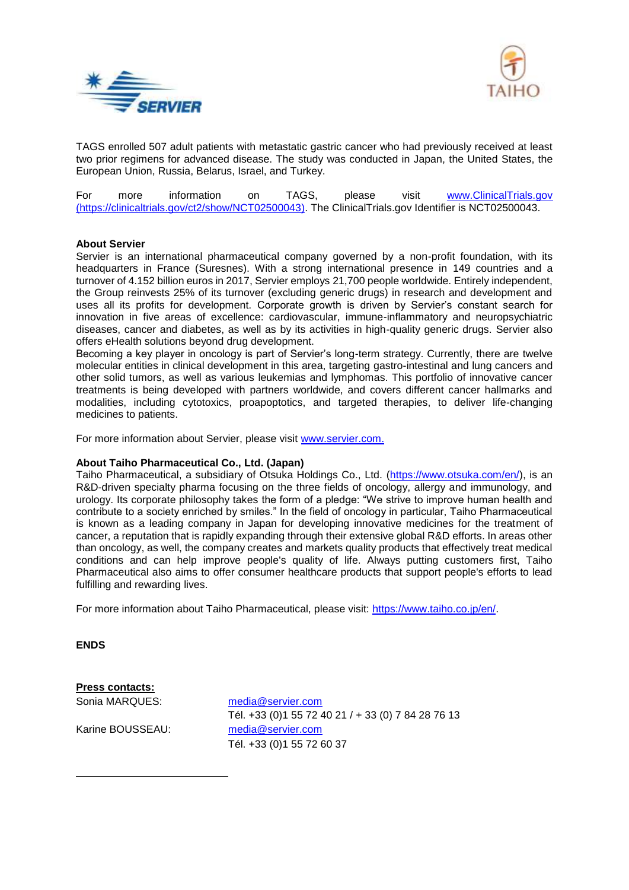TAGS enrolled 507 adult patients with metastatic gastric cancer who had previously received at least two prior regimens for advanced disease. The study was conducted in Japan, the United States, the European Union, Russia, Belarus, Israel, and Turkey.

For more information on TAGS, please visit www.ClinicalTrials.gov (https://clinicaltrials.gov/ct2/show/NCT02500043). The ClinicalTrials.gov Identifier is NCT02500043.

**About Servier**

Servier is an international pharmaceutical company governed by a non-profit foundation, with its headquarters in France (Suresnes). With a strong international presence in 149 countries and a turnover of 4.152 billion euros in 2017, Servier employs 21,700 people worldwide. Entirely independent, the Group reinvests 25% of its turnover (excluding generic drugs) in research and development and uses all its profits for development. Corporate growth is driven by Servier's constant search for innovation in five areas of excellence: cardiovascular, immune-inflammatory and neuropsychiatric diseases, cancer and diabetes, as well as by its activities in high-quality generic drugs. Servier also offers eHealth solutions beyond drug development.

Becoming a key player in oncology is part of Servier's long-term strategy. Currently, there are twelve molecular entities in clinical development in this area, targeting gastro-intestinal and lung cancers and other solid tumors, as well as various leukemias and lymphomas. This portfolio of innovative cancer treatments is being developed with partners worldwide, and covers different cancer hallmarks and modalities, including cytotoxics, proapoptotics, and targeted therapies, to deliver life-changing medicines to patients.

For more information about Servier, please visit www.servier.com.

**About Taiho Pharmaceutical Co., Ltd. (Japan)**

Taiho Pharmaceutical, a subsidiary of Otsuka Holdings Co., Ltd. (https://www.otsuka.com/en/), is an R&D-driven specialty pharma focusing on the three fields of oncology, allergy and immunology, and urology. Its corporate philosophy takes the form of a pledge: "We strive to improve human health and contribute to a society enriched by smiles." In the field of oncology in particular, Taiho Pharmaceutical is known as a leading company in Japan for developing innovative medicines for the treatment of cancer, a reputation that is rapidly expanding through their extensive global R&D efforts. In areas other than oncology, as well, the company creates and markets quality products that effectively treat medical conditions and can help improve people's quality of life. Always putting customers first, Taiho Pharmaceutical also aims to offer consumer healthcare products that support people's efforts to lead fulfilling and rewarding lives.

For more information about Taiho Pharmaceutical, please visit: https://www.taiho.co.jp/en/.

**ENDS**

**Press contacts:**

| | |
|---|---|
| Sonia MARQUES: | media@servier.com<br>Tél. +33 (0)1 55 72 40 21 / + 33 (0) 7 84 28 76 13 |
| Karine BOUSSEAU: | media@servier.com<br>Tél. +33 (0)1 55 72 60 37 |